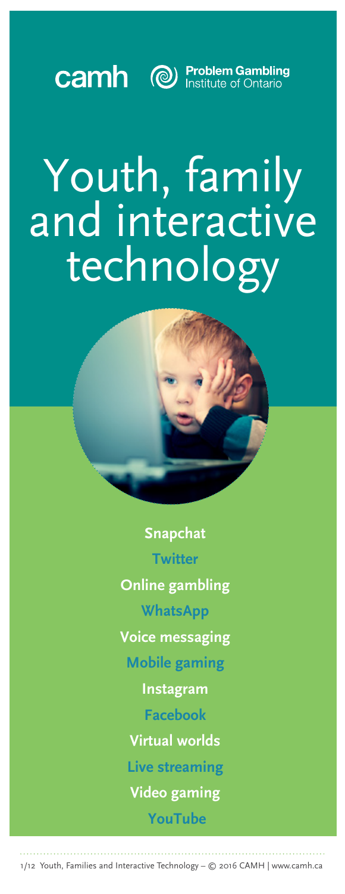camh Problem Gambling Institute of Ontario

# Youth, family and interactive technology

**Snapchat**

**Twitter**

**Online gambling**

**WhatsApp**

**Voice messaging**

**Mobile gaming**

**Instagram**

**Facebook**

**Virtual worlds**

**Live streaming**

**Video gaming**

**YouTube**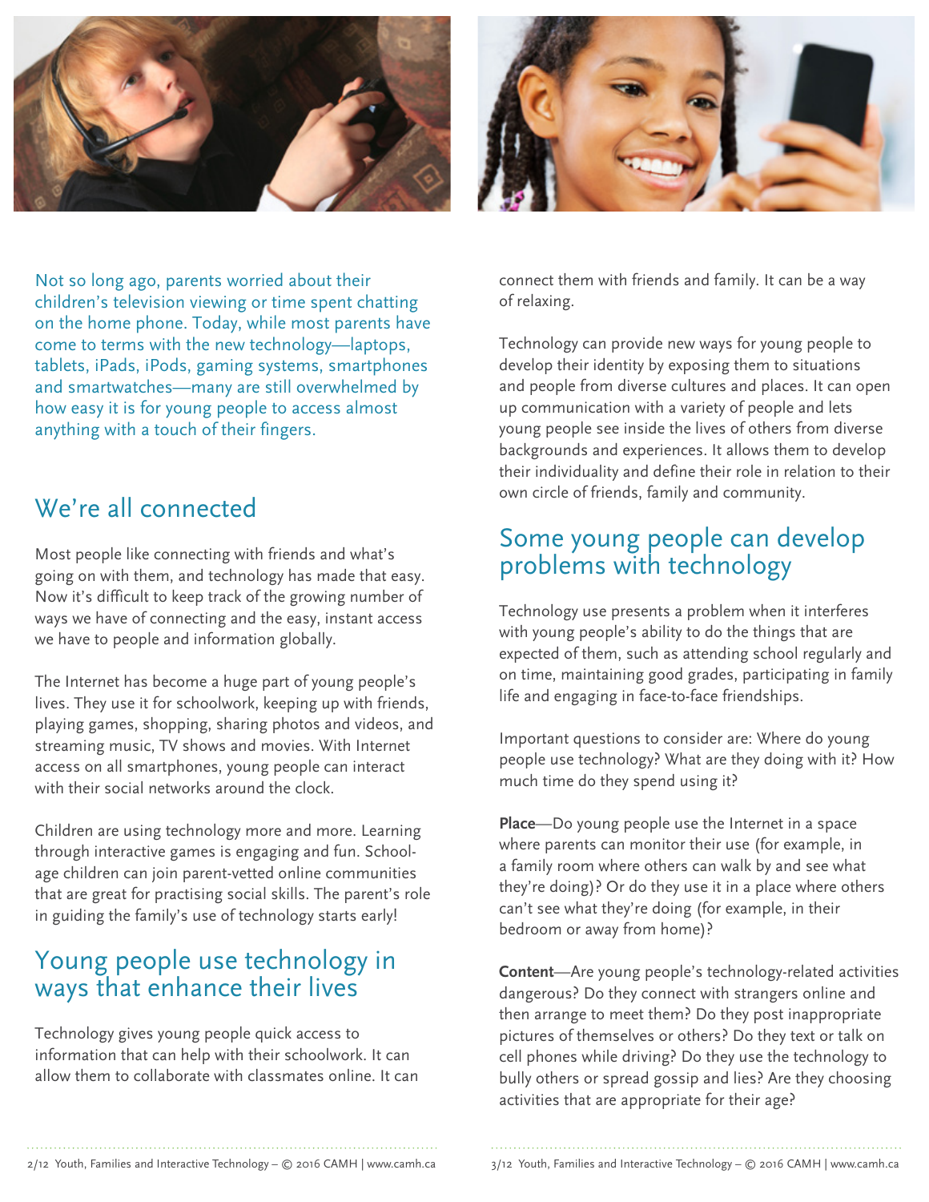Not so long ago, parents worried about their children's television viewing or time spent chatting on the home phone. Today, while most parents have come to terms with the new technology—laptops, tablets, iPads, iPods, gaming systems, smartphones and smartwatches—many are still overwhelmed by how easy it is for young people to access almost anything with a touch of their fingers.

## We're all connected

Most people like connecting with friends and what's going on with them, and technology has made that easy. Now it's difficult to keep track of the growing number of ways we have of connecting and the easy, instant access we have to people and information globally.

The Internet has become a huge part of young people's lives. They use it for schoolwork, keeping up with friends, playing games, shopping, sharing photos and videos, and streaming music, TV shows and movies. With Internet access on all smartphones, young people can interact with their social networks around the clock.

Children are using technology more and more. Learning through interactive games is engaging and fun. School-age children can join parent-vetted online communities that are great for practising social skills. The parent's role in guiding the family's use of technology starts early!

## Young people use technology in ways that enhance their lives

Technology gives young people quick access to information that can help with their schoolwork. It can allow them to collaborate with classmates online. It can connect them with friends and family. It can be a way of relaxing.

Technology can provide new ways for young people to develop their identity by exposing them to situations and people from diverse cultures and places. It can open up communication with a variety of people and lets young people see inside the lives of others from diverse backgrounds and experiences. It allows them to develop their individuality and define their role in relation to their own circle of friends, family and community.

## Some young people can develop problems with technology

Technology use presents a problem when it interferes with young people's ability to do the things that are expected of them, such as attending school regularly and on time, maintaining good grades, participating in family life and engaging in face-to-face friendships.

Important questions to consider are: Where do young people use technology? What are they doing with it? How much time do they spend using it?

**Place**—Do young people use the Internet in a space where parents can monitor their use (for example, in a family room where others can walk by and see what they're doing)? Or do they use it in a place where others can't see what they're doing (for example, in their bedroom or away from home)?

**Content**—Are young people's technology-related activities dangerous? Do they connect with strangers online and then arrange to meet them? Do they post inappropriate pictures of themselves or others? Do they text or talk on cell phones while driving? Do they use the technology to bully others or spread gossip and lies? Are they choosing activities that are appropriate for their age?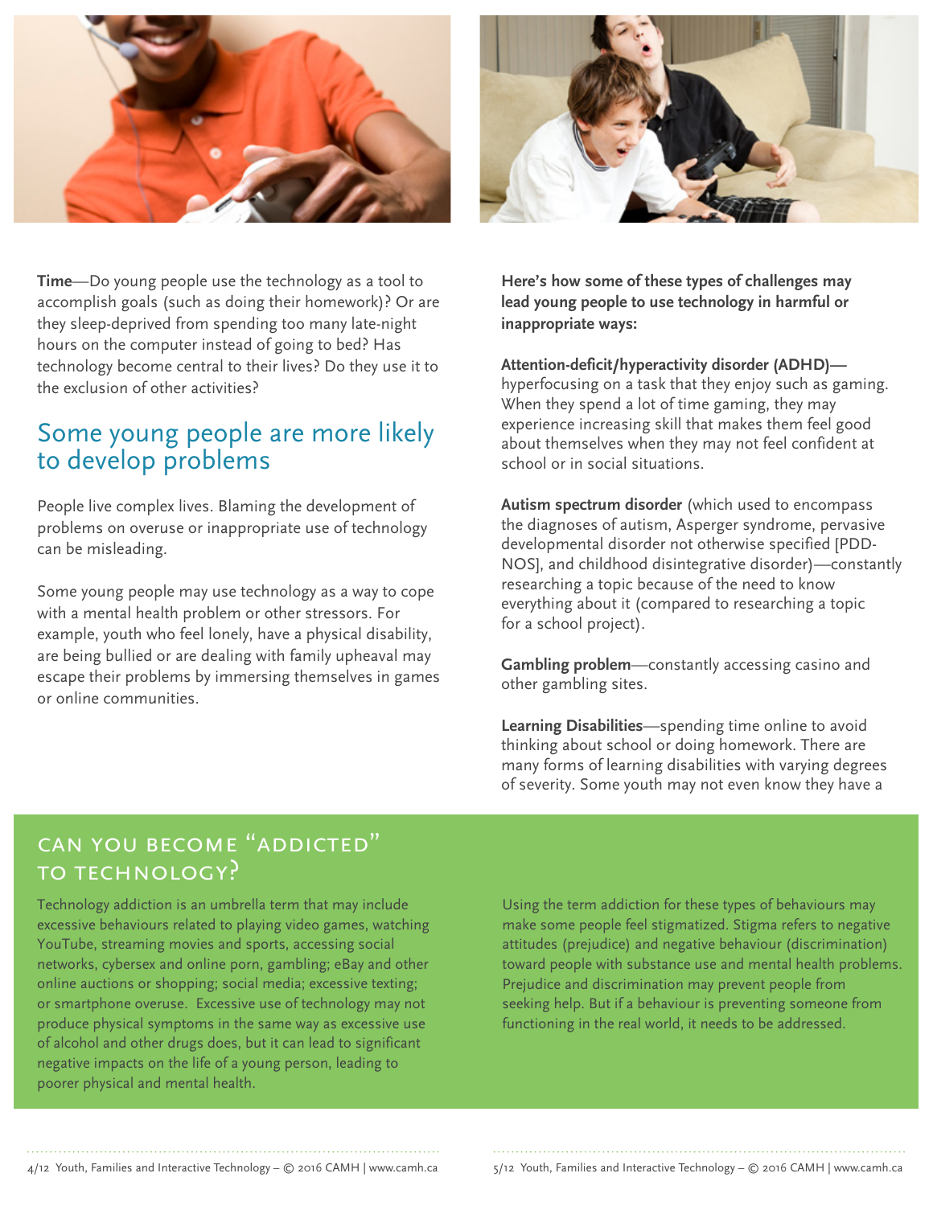**Time**—Do young people use the technology as a tool to accomplish goals (such as doing their homework)? Or are they sleep-deprived from spending too many late-night hours on the computer instead of going to bed? Has technology become central to their lives? Do they use it to the exclusion of other activities?

## Some young people are more likely to develop problems

People live complex lives. Blaming the development of problems on overuse or inappropriate use of technology can be misleading.

Some young people may use technology as a way to cope with a mental health problem or other stressors. For example, youth who feel lonely, have a physical disability, are being bullied or are dealing with family upheaval may escape their problems by immersing themselves in games or online communities.

**Here's how some of these types of challenges may lead young people to use technology in harmful or inappropriate ways:**

**Attention-deficit/hyperactivity disorder (ADHD)**—hyperfocusing on a task that they enjoy such as gaming. When they spend a lot of time gaming, they may experience increasing skill that makes them feel good about themselves when they may not feel confident at school or in social situations.

**Autism spectrum disorder** (which used to encompass the diagnoses of autism, Asperger syndrome, pervasive developmental disorder not otherwise specified [PDD-NOS], and childhood disintegrative disorder)—constantly researching a topic because of the need to know everything about it (compared to researching a topic for a school project).

**Gambling problem**—constantly accessing casino and other gambling sites.

**Learning Disabilities**—spending time online to avoid thinking about school or doing homework. There are many forms of learning disabilities with varying degrees of severity. Some youth may not even know they have a

## Can you become "addicted" to technology?

Technology addiction is an umbrella term that may include excessive behaviours related to playing video games, watching YouTube, streaming movies and sports, accessing social networks, cybersex and online porn, gambling; eBay and other online auctions or shopping; social media; excessive texting; or smartphone overuse. Excessive use of technology may not produce physical symptoms in the same way as excessive use of alcohol and other drugs does, but it can lead to significant negative impacts on the life of a young person, leading to poorer physical and mental health.

Using the term addiction for these types of behaviours may make some people feel stigmatized. Stigma refers to negative attitudes (prejudice) and negative behaviour (discrimination) toward people with substance use and mental health problems. Prejudice and discrimination may prevent people from seeking help. But if a behaviour is preventing someone from functioning in the real world, it needs to be addressed.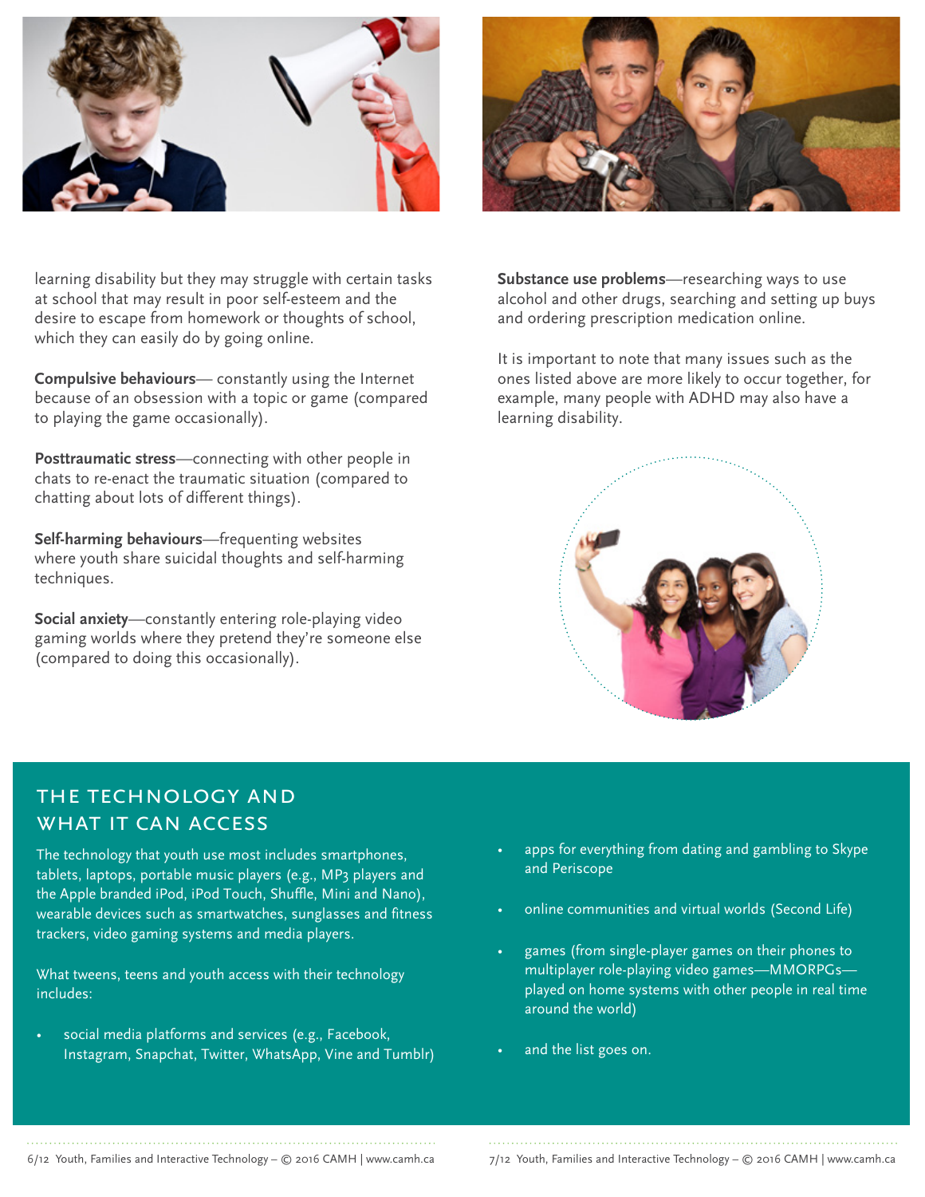learning disability but they may struggle with certain tasks at school that may result in poor self-esteem and the desire to escape from homework or thoughts of school, which they can easily do by going online.

**Compulsive behaviours**— constantly using the Internet because of an obsession with a topic or game (compared to playing the game occasionally).

**Posttraumatic stress**—connecting with other people in chats to re-enact the traumatic situation (compared to chatting about lots of different things).

**Self-harming behaviours**—frequenting websites where youth share suicidal thoughts and self-harming techniques.

**Social anxiety**—constantly entering role-playing video gaming worlds where they pretend they're someone else (compared to doing this occasionally).

**Substance use problems**—researching ways to use alcohol and other drugs, searching and setting up buys and ordering prescription medication online.

It is important to note that many issues such as the ones listed above are more likely to occur together, for example, many people with ADHD may also have a learning disability.

## THE TECHNOLOGY AND WHAT IT CAN ACCESS

The technology that youth use most includes smartphones, tablets, laptops, portable music players (e.g., MP3 players and the Apple branded iPod, iPod Touch, Shuffle, Mini and Nano), wearable devices such as smartwatches, sunglasses and fitness trackers, video gaming systems and media players.

What tweens, teens and youth access with their technology includes:

- social media platforms and services (e.g., Facebook, Instagram, Snapchat, Twitter, WhatsApp, Vine and Tumblr)
- apps for everything from dating and gambling to Skype and Periscope
- online communities and virtual worlds (Second Life)
- games (from single-player games on their phones to multiplayer role-playing video games—MMORPGs—played on home systems with other people in real time around the world)
- and the list goes on.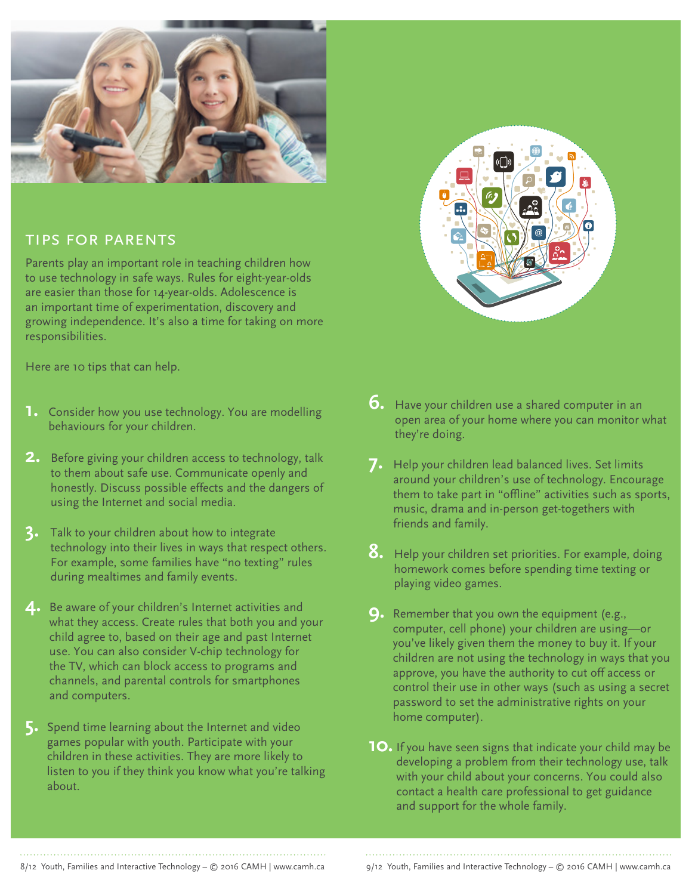## TIPS FOR PARENTS

Parents play an important role in teaching children how to use technology in safe ways. Rules for eight-year-olds are easier than those for 14-year-olds. Adolescence is an important time of experimentation, discovery and growing independence. It's also a time for taking on more responsibilities.

Here are 10 tips that can help.

1. Consider how you use technology. You are modelling behaviours for your children.

2. Before giving your children access to technology, talk to them about safe use. Communicate openly and honestly. Discuss possible effects and the dangers of using the Internet and social media.

3. Talk to your children about how to integrate technology into their lives in ways that respect others. For example, some families have "no texting" rules during mealtimes and family events.

4. Be aware of your children's Internet activities and what they access. Create rules that both you and your child agree to, based on their age and past Internet use. You can also consider V-chip technology for the TV, which can block access to programs and channels, and parental controls for smartphones and computers.

5. Spend time learning about the Internet and video games popular with youth. Participate with your children in these activities. They are more likely to listen to you if they think you know what you're talking about.

6. Have your children use a shared computer in an open area of your home where you can monitor what they're doing.

7. Help your children lead balanced lives. Set limits around your children's use of technology. Encourage them to take part in "offline" activities such as sports, music, drama and in-person get-togethers with friends and family.

8. Help your children set priorities. For example, doing homework comes before spending time texting or playing video games.

9. Remember that you own the equipment (e.g., computer, cell phone) your children are using—or you've likely given them the money to buy it. If your children are not using the technology in ways that you approve, you have the authority to cut off access or control their use in other ways (such as using a secret password to set the administrative rights on your home computer).

10. If you have seen signs that indicate your child may be developing a problem from their technology use, talk with your child about your concerns. You could also contact a health care professional to get guidance and support for the whole family.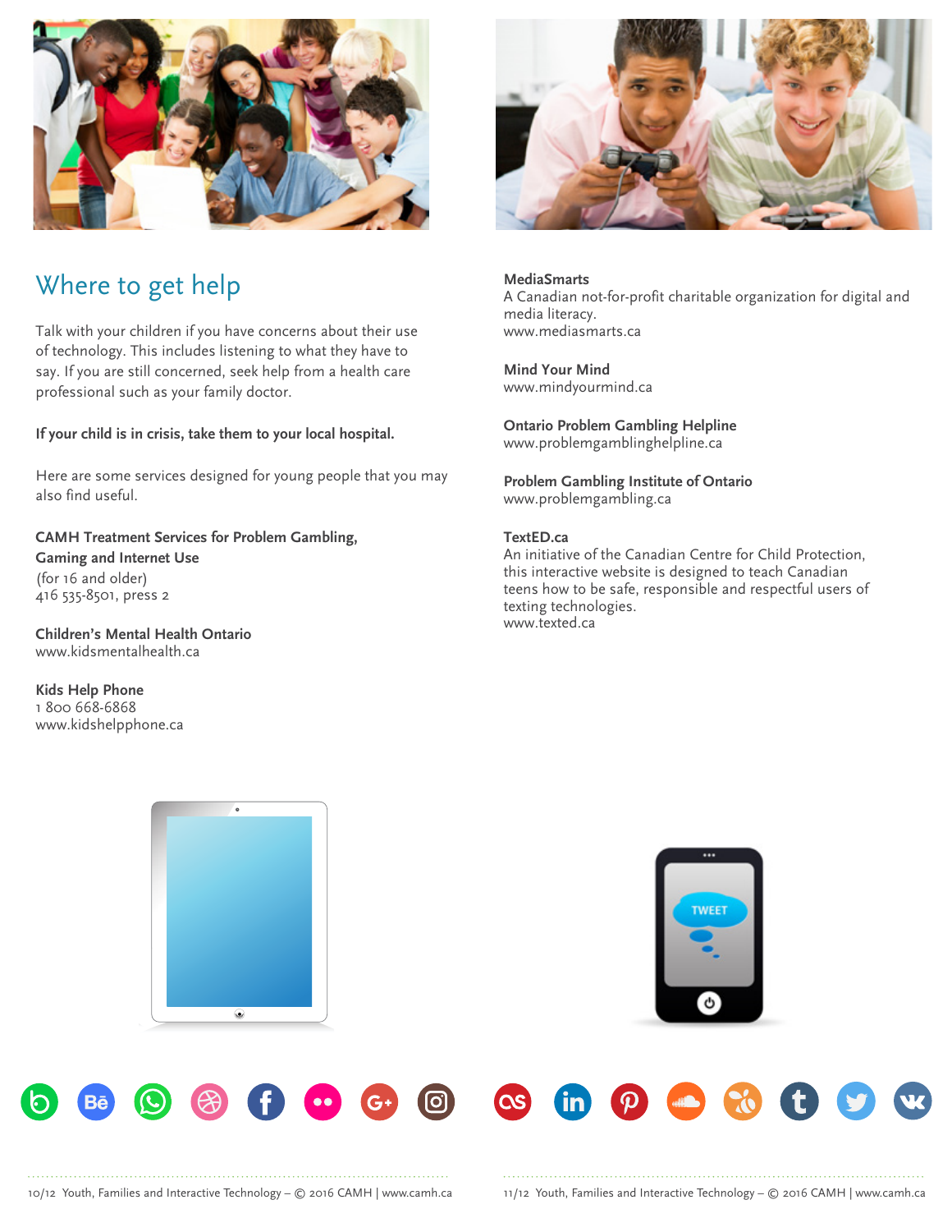## Where to get help

Talk with your children if you have concerns about their use of technology. This includes listening to what they have to say. If you are still concerned, seek help from a health care professional such as your family doctor.

**If your child is in crisis, take them to your local hospital.**

Here are some services designed for young people that you may also find useful.

**CAMH Treatment Services for Problem Gambling, Gaming and Internet Use**
(for 16 and older)
416 535-8501, press 2

**Children's Mental Health Ontario**
www.kidsmentalhealth.ca

**Kids Help Phone**
1 800 668-6868
www.kidshelpphone.ca

**MediaSmarts**
A Canadian not-for-profit charitable organization for digital and media literacy.
www.mediasmarts.ca

**Mind Your Mind**
www.mindyourmind.ca

**Ontario Problem Gambling Helpline**
www.problemgamblinghelpline.ca

**Problem Gambling Institute of Ontario**
www.problemgambling.ca

**TextED.ca**
An initiative of the Canadian Centre for Child Protection, this interactive website is designed to teach Canadian teens how to be safe, responsible and respectful users of texting technologies.
www.texted.ca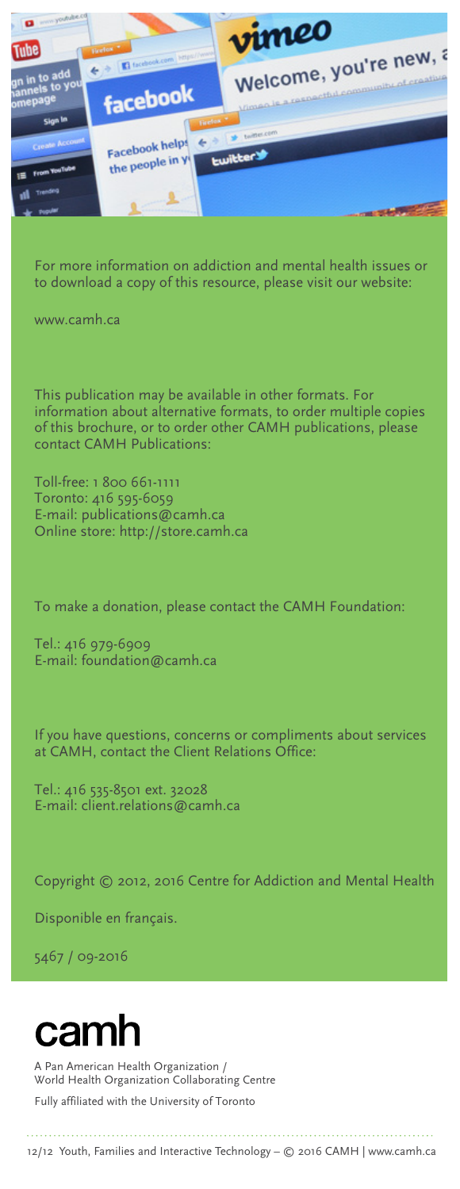For more information on addiction and mental health issues or to download a copy of this resource, please visit our website:

www.camh.ca

This publication may be available in other formats. For information about alternative formats, to order multiple copies of this brochure, or to order other CAMH publications, please contact CAMH Publications:

Toll-free: 1 800 661-1111
Toronto: 416 595-6059
E-mail: publications@camh.ca
Online store: http://store.camh.ca

To make a donation, please contact the CAMH Foundation:

Tel.: 416 979-6909
E-mail: foundation@camh.ca

If you have questions, concerns or compliments about services at CAMH, contact the Client Relations Office:

Tel.: 416 535-8501 ext. 32028
E-mail: client.relations@camh.ca

Copyright © 2012, 2016 Centre for Addiction and Mental Health

Disponible en français.

5467 / 09-2016

camh

A Pan American Health Organization /
World Health Organization Collaborating Centre

Fully affiliated with the University of Toronto